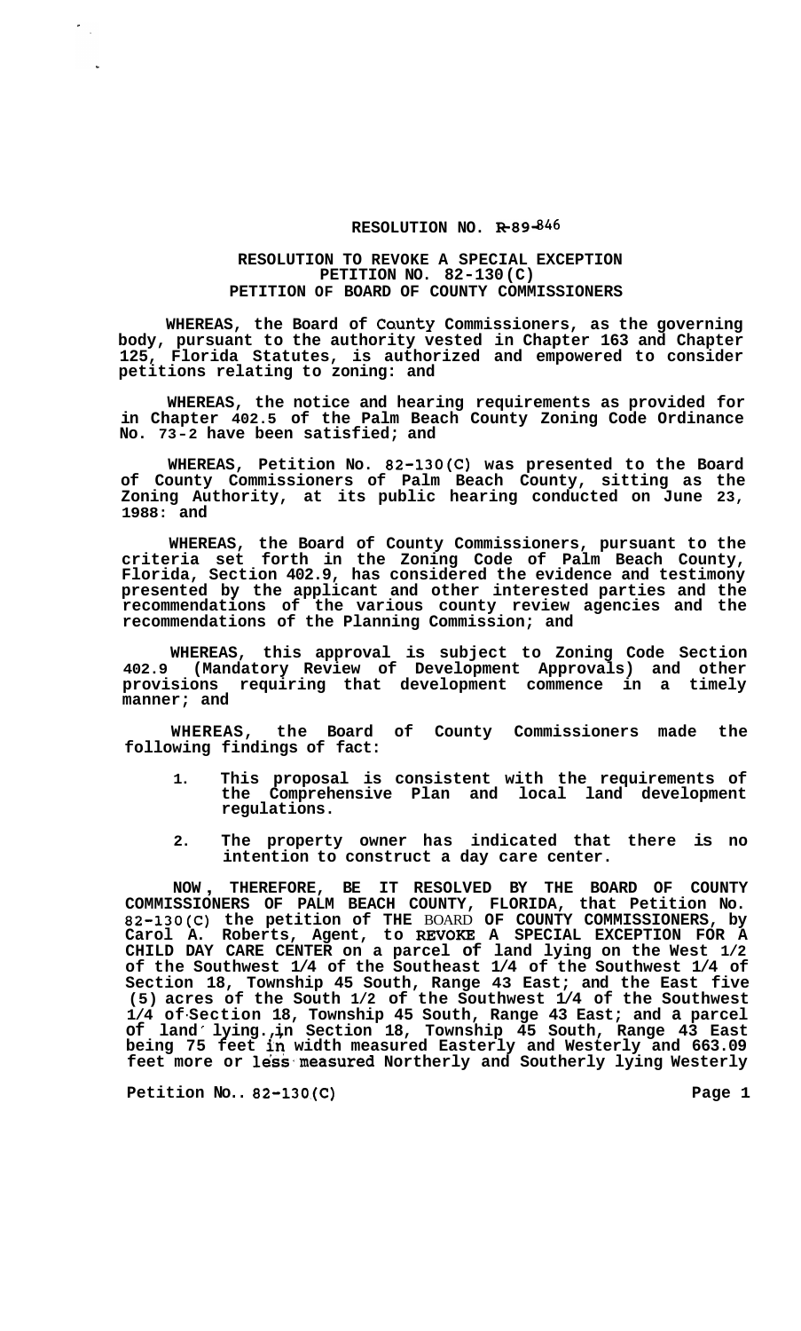# RESOLUTION NO. R-89-846

## RESOLUTION TO REVOKE A SPECIAL EXCEPTION PETITION NO. 82-130(C) PETITION OF BOARD OF COUNTY COMMISSIONERS

**WHEREAS, the Board of County Commissioners, as the governing body, pursuant to the authority vested in Chapter 163 and Chapter 125, Florida Statutes, is authorized and empowered to consider petitions relating to zoning: and**

**WHEREAS, the notice and hearing requirements as provided for in Chapter 402.5 of the Palm Beach County Zoning Code Ordinance No. 73-2 have been satisfied; and**

**WHEREAS, Petition No. 82-130(C) was presented to the Board of County Commissioners of Palm Beach County, sitting as the Zoning Authority, at its public hearing conducted on June 23, 1988: and**

**WHEREAS, the Board of County Commissioners, pursuant to the criteria set forth in the Zoning Code of Palm Beach County, Florida, Section 402.9, has considered the evidence and testimony presented by the applicant and other interested parties and the recommendations of the various county review agencies and the recommendations of the Planning Commission; and**

**WHEREAS, this approval is subject to Zoning Code Section 402.9 (Mandatory Review of Development Approvals) and other provisions requiring that development commence in a timely manner; and**

**WHEREAS, the Board of County Commissioners made the following findings of fact:**

1. **This proposal is consistent with the requirements of the Comprehensive Plan and local land development regulations.**
2. **The property owner has indicated that there is no intention to construct a day care center.**

**NOW, THEREFORE, BE IT RESOLVED BY THE BOARD OF COUNTY COMMISSIONERS OF PALM BEACH COUNTY, FLORIDA, that Petition No. 82-130(C) the petition of THE BOARD OF COUNTY COMMISSIONERS, by Carol A. Roberts, Agent, to REVOKE A SPECIAL EXCEPTION FOR A CHILD DAY CARE CENTER on a parcel of land lying on the West 1/2 of the Southwest 1/4 of the Southeast 1/4 of the Southwest 1/4 of Section 18, Township 45 South, Range 43 East; and the East five (5) acres of the South 1/2 of the Southwest 1/4 of the Southwest 1/4 of Section 18, Township 45 South, Range 43 East; and a parcel of land lying in Section 18, Township 45 South, Range 43 East being 75 feet in width measured Easterly and Westerly and 663.09 feet more or less measured Northerly and Southerly lying Westerly**

**Petition No. 82-130(C)**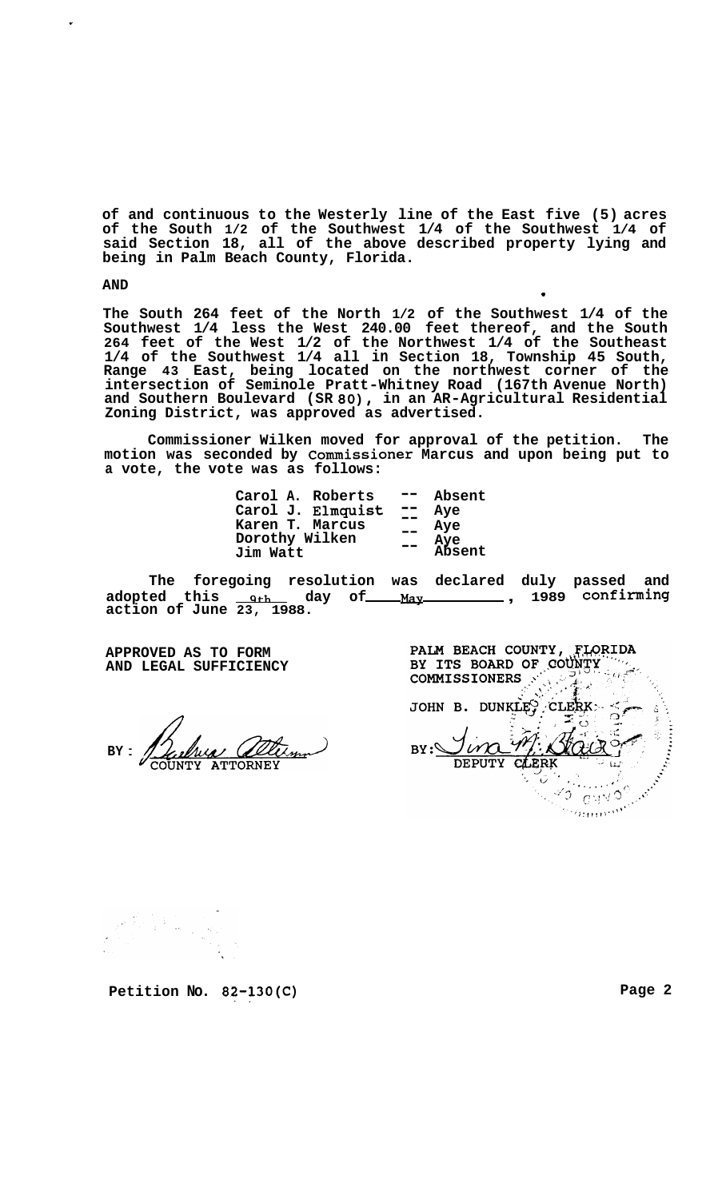**of and continuous to the Westerly line of the East five (5) acres of the South 1/2 of the Southwest 1/4 of the Southwest 1/4 of said Section 18, all of the above described property lying and being in Palm Beach County, Florida.**

**AND**

**The South 264 feet of the North 1/2 of the Southwest 1/4 of the Southwest 1/4 less the West 240.00 feet thereof, and the South 264 feet of the West 1/2 of the Northwest 1/4 of the Southeast 1/4 of the Southwest 1/4 all in Section 18, Township 45 South, Range 43 East, being located on the northwest corner of the intersection of Seminole Pratt-Whitney Road (167th Avenue North) and Southern Boulevard (SR 80), in an AR-Agricultural Residential Zoning District, was approved as advertised.**

**Commissioner Wilken moved for approval of the petition. The motion was seconded by Commissioner Marcus and upon being put to a vote, the vote was as follows:**

| | | |
|---|---|---|
| Carol A. Roberts | -- | Absent |
| Carol J. Elmquist | -- | Aye |
| Karen T. Marcus | -- | Aye |
| Dorothy Wilken | -- | Aye |
| Jim Watt | -- | Absent |

**The foregoing resolution was declared duly passed and adopted this 9th day of May, 1989 confirming action of June 23, 1988.**

**APPROVED AS TO FORM AND LEGAL SUFFICIENCY**

**BY: COUNTY ATTORNEY**

**PALM BEACH COUNTY, FLORIDA BY ITS BOARD OF COUNTY COMMISSIONERS**

**JOHN B. DUNKLE, CLERK**

**BY: DEPUTY CLERK**

**Petition No. 82-130(C)**